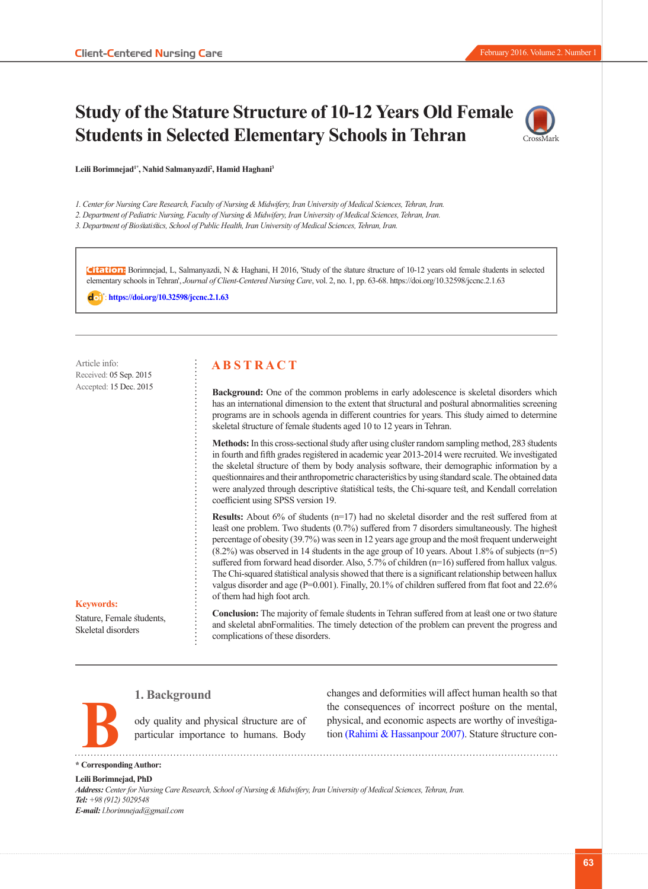# Study of the Stature Structure of 10-12 Years Old Female Students in Selected Elementary Schools in Tehran

**Leili Borimnejad[1*], Nahid Salmanyazdi[2], Hamid Haghani[3]**

*1. Center for Nursing Care Research, Faculty of Nursing & Midwifery, Iran University of Medical Sciences, Tehran, Iran.*
*2. Department of Pediatric Nursing, Faculty of Nursing & Midwifery, Iran University of Medical Sciences, Tehran, Iran.*
*3. Department of Biostatistics, School of Public Health, Iran University of Medical Sciences, Tehran, Iran.*

**Citation:** Borimnejad, L, Salmanyazdi, N & Haghani, H 2016, 'Study of the stature structure of 10-12 years old female students in selected elementary schools in Tehran', *Journal of Client-Centered Nursing Care*, vol. 2, no. 1, pp. 63-68. https://doi.org/10.32598/jccnc.2.1.63

doi: https://doi.org/10.32598/jccnc.2.1.63

Article info:
Received: 05 Sep. 2015
Accepted: 15 Dec. 2015

**Keywords:**
Stature, Female students, Skeletal disorders

## ABSTRACT

**Background:** One of the common problems in early adolescence is skeletal disorders which has an international dimension to the extent that structural and postural abnormalities screening programs are in schools agenda in different countries for years. This study aimed to determine skeletal structure of female students aged 10 to 12 years in Tehran.

**Methods:** In this cross-sectional study after using cluster random sampling method, 283 students in fourth and fifth grades registered in academic year 2013-2014 were recruited. We investigated the skeletal structure of them by body analysis software, their demographic information by a questionnaires and their anthropometric characteristics by using standard scale. The obtained data were analyzed through descriptive statistical tests, the Chi-square test, and Kendall correlation coefficient using SPSS version 19.

**Results:** About 6% of students (n=17) had no skeletal disorder and the rest suffered from at least one problem. Two students (0.7%) suffered from 7 disorders simultaneously. The highest percentage of obesity (39.7%) was seen in 12 years age group and the most frequent underweight (8.2%) was observed in 14 students in the age group of 10 years. About 1.8% of subjects (n=5) suffered from forward head disorder. Also, 5.7% of children (n=16) suffered from hallux valgus. The Chi-squared statistical analysis showed that there is a significant relationship between hallux valgus disorder and age (P=0.001). Finally, 20.1% of children suffered from flat foot and 22.6% of them had high foot arch.

**Conclusion:** The majority of female students in Tehran suffered from at least one or two stature and skeletal abnFormalities. The timely detection of the problem can prevent the progress and complications of these disorders.

## 1. Background

Body quality and physical structure are of particular importance to humans. Body changes and deformities will affect human health so that the consequences of incorrect posture on the mental, physical, and economic aspects are worthy of investigation (Rahimi & Hassanpour 2007). Stature structure con-

\* **Corresponding Author:**
**Leili Borimnejad, PhD**
***Address:*** *Center for Nursing Care Research, School of Nursing & Midwifery, Iran University of Medical Sciences, Tehran, Iran.*
***Tel:*** *+98 (912) 5029548*
***E-mail:*** *l.borimnejad@gmail.com*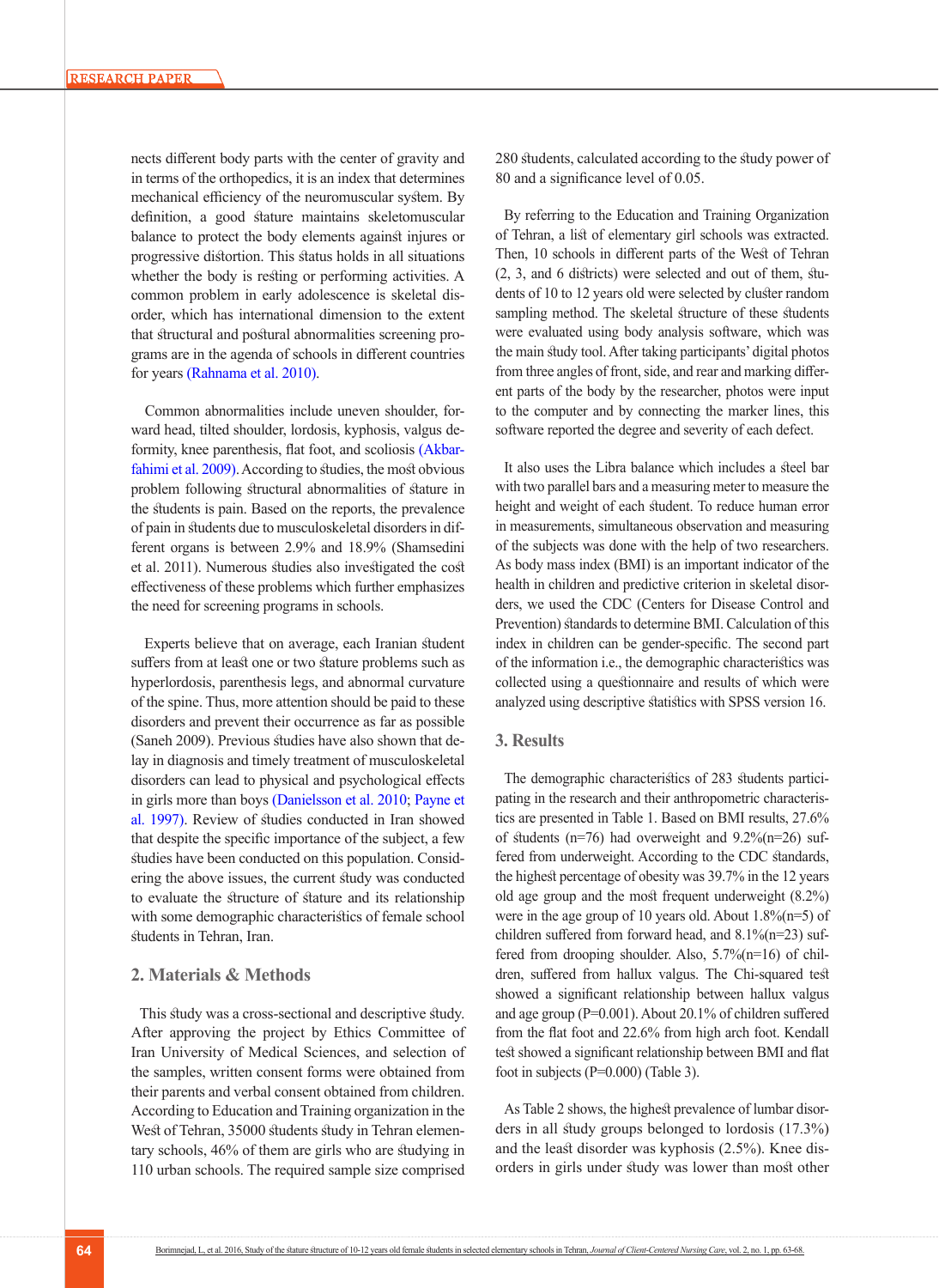nects different body parts with the center of gravity and in terms of the orthopedics, it is an index that determines mechanical efficiency of the neuromuscular system. By definition, a good stature maintains skeletomuscular balance to protect the body elements against injures or progressive distortion. This status holds in all situations whether the body is resting or performing activities. A common problem in early adolescence is skeletal disorder, which has international dimension to the extent that structural and postural abnormalities screening programs are in the agenda of schools in different countries for years (Rahnama et al. 2010).

Common abnormalities include uneven shoulder, forward head, tilted shoulder, lordosis, kyphosis, valgus deformity, knee parenthesis, flat foot, and scoliosis (Akbarfahimi et al. 2009). According to studies, the most obvious problem following structural abnormalities of stature in the students is pain. Based on the reports, the prevalence of pain in students due to musculoskeletal disorders in different organs is between 2.9% and 18.9% (Shamsedini et al. 2011). Numerous studies also investigated the cost effectiveness of these problems which further emphasizes the need for screening programs in schools.

Experts believe that on average, each Iranian student suffers from at least one or two stature problems such as hyperlordosis, parenthesis legs, and abnormal curvature of the spine. Thus, more attention should be paid to these disorders and prevent their occurrence as far as possible (Saneh 2009). Previous studies have also shown that delay in diagnosis and timely treatment of musculoskeletal disorders can lead to physical and psychological effects in girls more than boys (Danielsson et al. 2010; Payne et al. 1997). Review of studies conducted in Iran showed that despite the specific importance of the subject, a few studies have been conducted on this population. Considering the above issues, the current study was conducted to evaluate the structure of stature and its relationship with some demographic characteristics of female school students in Tehran, Iran.

## 2. Materials & Methods

This study was a cross-sectional and descriptive study. After approving the project by Ethics Committee of Iran University of Medical Sciences, and selection of the samples, written consent forms were obtained from their parents and verbal consent obtained from children. According to Education and Training organization in the West of Tehran, 35000 students study in Tehran elementary schools, 46% of them are girls who are studying in 110 urban schools. The required sample size comprised 280 students, calculated according to the study power of 80 and a significance level of 0.05.

By referring to the Education and Training Organization of Tehran, a list of elementary girl schools was extracted. Then, 10 schools in different parts of the West of Tehran (2, 3, and 6 districts) were selected and out of them, students of 10 to 12 years old were selected by cluster random sampling method. The skeletal structure of these students were evaluated using body analysis software, which was the main study tool. After taking participants' digital photos from three angles of front, side, and rear and marking different parts of the body by the researcher, photos were input to the computer and by connecting the marker lines, this software reported the degree and severity of each defect.

It also uses the Libra balance which includes a steel bar with two parallel bars and a measuring meter to measure the height and weight of each student. To reduce human error in measurements, simultaneous observation and measuring of the subjects was done with the help of two researchers. As body mass index (BMI) is an important indicator of the health in children and predictive criterion in skeletal disorders, we used the CDC (Centers for Disease Control and Prevention) standards to determine BMI. Calculation of this index in children can be gender-specific. The second part of the information i.e., the demographic characteristics was collected using a questionnaire and results of which were analyzed using descriptive statistics with SPSS version 16.

## 3. Results

The demographic characteristics of 283 students participating in the research and their anthropometric characteristics are presented in Table 1. Based on BMI results, 27.6% of students (n=76) had overweight and 9.2%(n=26) suffered from underweight. According to the CDC standards, the highest percentage of obesity was 39.7% in the 12 years old age group and the most frequent underweight (8.2%) were in the age group of 10 years old. About 1.8%(n=5) of children suffered from forward head, and 8.1%(n=23) suffered from drooping shoulder. Also, 5.7%(n=16) of children, suffered from hallux valgus. The Chi-squared test showed a significant relationship between hallux valgus and age group (P=0.001). About 20.1% of children suffered from the flat foot and 22.6% from high arch foot. Kendall test showed a significant relationship between BMI and flat foot in subjects (P=0.000) (Table 3).

As Table 2 shows, the highest prevalence of lumbar disorders in all study groups belonged to lordosis (17.3%) and the least disorder was kyphosis (2.5%). Knee disorders in girls under study was lower than most other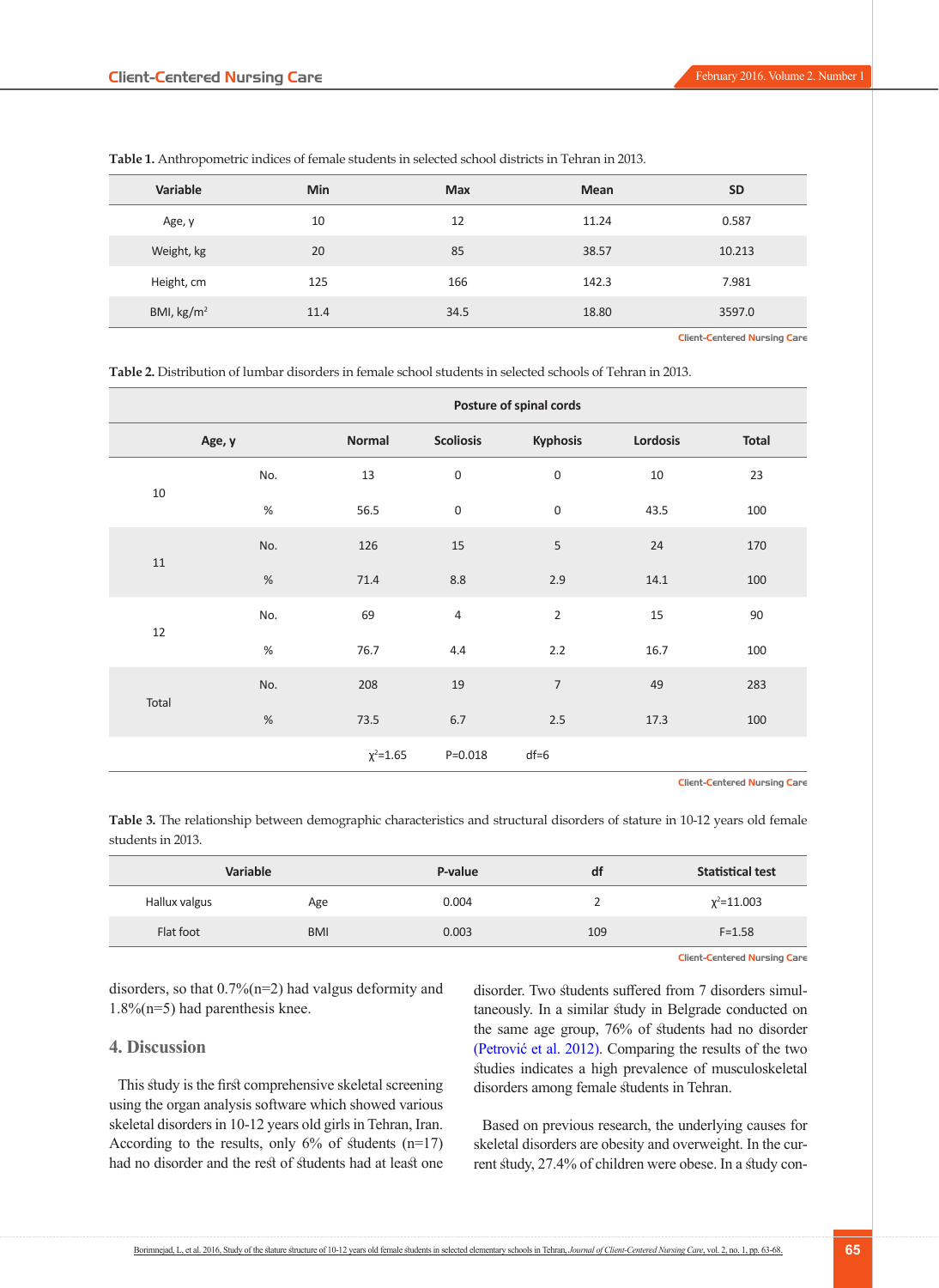**Table 1.** Anthropometric indices of female students in selected school districts in Tehran in 2013.

| Variable | Min | Max | Mean | SD |
|---|---|---|---|---|
| Age, y | 10 | 12 | 11.24 | 0.587 |
| Weight, kg | 20 | 85 | 38.57 | 10.213 |
| Height, cm | 125 | 166 | 142.3 | 7.981 |
| BMI, kg/m$^2$ | 11.4 | 34.5 | 18.80 | 3597.0 |

**Table 2.** Distribution of lumbar disorders in female school students in selected schools of Tehran in 2013.

| Age, y | | Posture of spinal cords | | | | |
|---|---|---|---|---|---|---|
| | | Normal | Scoliosis | Kyphosis | Lordosis | Total |
| 10 | No. | 13 | 0 | 0 | 10 | 23 |
| | % | 56.5 | 0 | 0 | 43.5 | 100 |
| 11 | No. | 126 | 15 | 5 | 24 | 170 |
| | % | 71.4 | 8.8 | 2.9 | 14.1 | 100 |
| 12 | No. | 69 | 4 | 2 | 15 | 90 |
| | % | 76.7 | 4.4 | 2.2 | 16.7 | 100 |
| Total | No. | 208 | 19 | 7 | 49 | 283 |
| | % | 73.5 | 6.7 | 2.5 | 17.3 | 100 |
| | | $\chi^2$=1.65 | P=0.018 | df=6 | | |

**Table 3.** The relationship between demographic characteristics and structural disorders of stature in 10-12 years old female students in 2013.

| Variable | | P-value | df | Statistical test |
|---|---|---|---|---|
| Hallux valgus | Age | 0.004 | 2 | $\chi^2$=11.003 |
| Flat foot | BMI | 0.003 | 109 | F=1.58 |

disorders, so that 0.7%(n=2) had valgus deformity and 1.8%(n=5) had parenthesis knee.

## 4. Discussion

This study is the first comprehensive skeletal screening using the organ analysis software which showed various skeletal disorders in 10-12 years old girls in Tehran, Iran. According to the results, only 6% of students (n=17) had no disorder and the rest of students had at least one disorder. Two students suffered from 7 disorders simultaneously. In a similar study in Belgrade conducted on the same age group, 76% of students had no disorder (Petrović et al. 2012). Comparing the results of the two studies indicates a high prevalence of musculoskeletal disorders among female students in Tehran.

Based on previous research, the underlying causes for skeletal disorders are obesity and overweight. In the current study, 27.4% of children were obese. In a study con-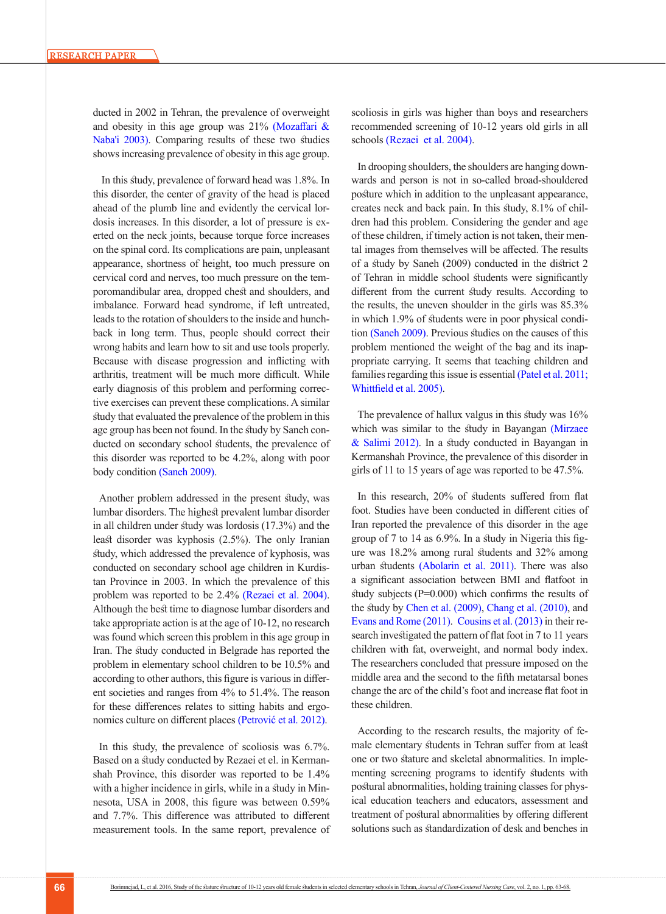ducted in 2002 in Tehran, the prevalence of overweight and obesity in this age group was 21% (Mozaffari & Naba'i 2003). Comparing results of these two studies shows increasing prevalence of obesity in this age group.

In this study, prevalence of forward head was 1.8%. In this disorder, the center of gravity of the head is placed ahead of the plumb line and evidently the cervical lordosis increases. In this disorder, a lot of pressure is exerted on the neck joints, because torque force increases on the spinal cord. Its complications are pain, unpleasant appearance, shortness of height, too much pressure on cervical cord and nerves, too much pressure on the temporomandibular area, dropped chest and shoulders, and imbalance. Forward head syndrome, if left untreated, leads to the rotation of shoulders to the inside and hunchback in long term. Thus, people should correct their wrong habits and learn how to sit and use tools properly. Because with disease progression and inflicting with arthritis, treatment will be much more difficult. While early diagnosis of this problem and performing corrective exercises can prevent these complications. A similar study that evaluated the prevalence of the problem in this age group has been not found. In the study by Saneh conducted on secondary school students, the prevalence of this disorder was reported to be 4.2%, along with poor body condition (Saneh 2009).

Another problem addressed in the present study, was lumbar disorders. The highest prevalent lumbar disorder in all children under study was lordosis (17.3%) and the least disorder was kyphosis (2.5%). The only Iranian study, which addressed the prevalence of kyphosis, was conducted on secondary school age children in Kurdistan Province in 2003. In which the prevalence of this problem was reported to be 2.4% (Rezaei et al. 2004). Although the best time to diagnose lumbar disorders and take appropriate action is at the age of 10-12, no research was found which screen this problem in this age group in Iran. The study conducted in Belgrade has reported the problem in elementary school children to be 10.5% and according to other authors, this figure is various in different societies and ranges from 4% to 51.4%. The reason for these differences relates to sitting habits and ergonomics culture on different places (Petrović et al. 2012).

In this study, the prevalence of scoliosis was 6.7%. Based on a study conducted by Rezaei et el. in Kermanshah Province, this disorder was reported to be 1.4% with a higher incidence in girls, while in a study in Minnesota, USA in 2008, this figure was between 0.59% and 7.7%. This difference was attributed to different measurement tools. In the same report, prevalence of scoliosis in girls was higher than boys and researchers recommended screening of 10-12 years old girls in all schools (Rezaei et al. 2004).

In drooping shoulders, the shoulders are hanging downwards and person is not in so-called broad-shouldered posture which in addition to the unpleasant appearance, creates neck and back pain. In this study, 8.1% of children had this problem. Considering the gender and age of these children, if timely action is not taken, their mental images from themselves will be affected. The results of a study by Saneh (2009) conducted in the district 2 of Tehran in middle school students were significantly different from the current study results. According to the results, the uneven shoulder in the girls was 85.3% in which 1.9% of students were in poor physical condition (Saneh 2009). Previous studies on the causes of this problem mentioned the weight of the bag and its inappropriate carrying. It seems that teaching children and families regarding this issue is essential (Patel et al. 2011; Whittfield et al. 2005).

The prevalence of hallux valgus in this study was 16% which was similar to the study in Bayangan (Mirzaee & Salimi 2012). In a study conducted in Bayangan in Kermanshah Province, the prevalence of this disorder in girls of 11 to 15 years of age was reported to be 47.5%.

In this research, 20% of students suffered from flat foot. Studies have been conducted in different cities of Iran reported the prevalence of this disorder in the age group of 7 to 14 as 6.9%. In a study in Nigeria this figure was 18.2% among rural students and 32% among urban students (Abolarin et al. 2011). There was also a significant association between BMI and flatfoot in study subjects (P=0.000) which confirms the results of the study by Chen et al. (2009), Chang et al. (2010), and Evans and Rome (2011). Cousins et al. (2013) in their research investigated the pattern of flat foot in 7 to 11 years children with fat, overweight, and normal body index. The researchers concluded that pressure imposed on the middle area and the second to the fifth metatarsal bones change the arc of the child's foot and increase flat foot in these children.

According to the research results, the majority of female elementary students in Tehran suffer from at least one or two stature and skeletal abnormalities. In implementing screening programs to identify students with postural abnormalities, holding training classes for physical education teachers and educators, assessment and treatment of postural abnormalities by offering different solutions such as standardization of desk and benches in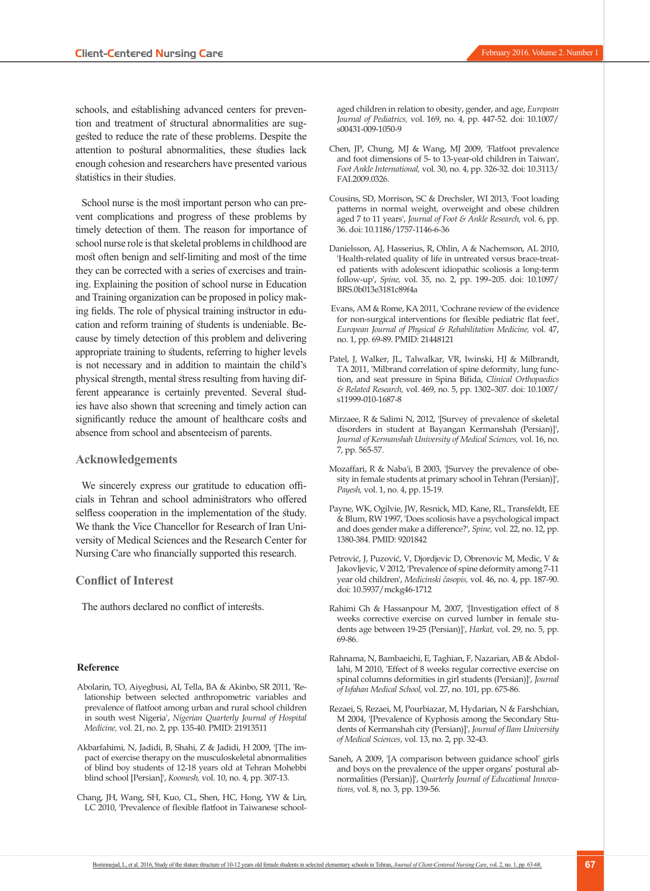schools, and establishing advanced centers for prevention and treatment of structural abnormalities are suggested to reduce the rate of these problems. Despite the attention to postural abnormalities, these studies lack enough cohesion and researchers have presented various statistics in their studies.

School nurse is the most important person who can prevent complications and progress of these problems by timely detection of them. The reason for importance of school nurse role is that skeletal problems in childhood are most often benign and self-limiting and most of the time they can be corrected with a series of exercises and training. Explaining the position of school nurse in Education and Training organization can be proposed in policy making fields. The role of physical training instructor in education and reform training of students is undeniable. Because by timely detection of this problem and delivering appropriate training to students, referring to higher levels is not necessary and in addition to maintain the child's physical strength, mental stress resulting from having different appearance is certainly prevented. Several studies have also shown that screening and timely action can significantly reduce the amount of healthcare costs and absence from school and absenteeism of parents.

## Acknowledgements

We sincerely express our gratitude to education officials in Tehran and school administrators who offered selfless cooperation in the implementation of the study. We thank the Vice Chancellor for Research of Iran University of Medical Sciences and the Research Center for Nursing Care who financially supported this research.

## Conflict of Interest

The authors declared no conflict of interests.

## Reference

Abolarin, TO, Aiyegbusi, AI, Tella, BA & Akinbo, SR 2011, 'Relationship between selected anthropometric variables and prevalence of flatfoot among urban and rural school children in south west Nigeria', *Nigerian Quarterly Journal of Hospital Medicine,* vol. 21, no. 2, pp. 135-40. PMID: 21913511

Akbarfahimi, N, Jadidi, B, Shahi, Z & Jadidi, H 2009, '[The impact of exercise therapy on the musculoskeletal abnormalities of blind boy students of 12-18 years old at Tehran Mohebbi blind school [Persian]', *Koomesh,* vol. 10, no. 4, pp. 307-13.

Chang, JH, Wang, SH, Kuo, CL, Shen, HC, Hong, YW & Lin, LC 2010, 'Prevalence of flexible flatfoot in Taiwanese school-aged children in relation to obesity, gender, and age, *European Journal of Pediatrics,* vol. 169, no. 4, pp. 447-52. doi: 10.1007/s00431-009-1050-9

Chen, JP, Chung, MJ & Wang, MJ 2009, 'Flatfoot prevalence and foot dimensions of 5- to 13-year-old children in Taiwan', *Foot Ankle International,* vol. 30, no. 4, pp. 326-32. doi: 10.3113/FAI.2009.0326.

Cousins, SD, Morrison, SC & Drechsler, WI 2013, 'Foot loading patterns in normal weight, overweight and obese children aged 7 to 11 years', *Journal of Foot & Ankle Research,* vol. 6, pp. 36. doi: 10.1186/1757-1146-6-36

Danielsson, AJ, Hasserius, R, Ohlin, A & Nachemson, AL 2010, 'Health-related quality of life in untreated versus brace-treated patients with adolescent idiopathic scoliosis a long-term follow-up', *Spine,* vol. 35, no. 2, pp. 199–205. doi: 10.1097/BRS.0b013e3181c89f4a

Evans, AM & Rome, KA 2011, 'Cochrane review of the evidence for non-surgical interventions for flexible pediatric flat feet', *European Journal of Physical & Rehabilitation Medicine,* vol. 47, no. 1, pp. 69-89. PMID: 21448121

Patel, J, Walker, JL, Talwalkar, VR, Iwinski, HJ & Milbrandt, TA 2011, 'Milbrand correlation of spine deformity, lung function, and seat pressure in Spina Bifida, *Clinical Orthopaedics & Related Research,* vol. 469, no. 5, pp. 1302–307. doi: 10.1007/s11999-010-1687-8

Mirzaee, R & Salimi N, 2012, '[Survey of prevalence of skeletal disorders in student at Bayangan Kermanshah (Persian)]', *Journal of Kermanshah University of Medical Sciences,* vol. 16, no. 7, pp. 565-57.

Mozaffari, R & Naba'i, B 2003, '[Survey the prevalence of obesity in female students at primary school in Tehran (Persian)]', *Payesh,* vol. 1, no. 4, pp. 15-19.

Payne, WK, Ogilvie, JW, Resnick, MD, Kane, RL, Transfeldt, EE & Blum, RW 1997, 'Does scoliosis have a psychological impact and does gender make a difference?', *Spine,* vol. 22, no. 12, pp. 1380-384. PMID: 9201842

Petrović, J, Puzović, V, Djordjevic D, Obrenovic M, Medic, V & Jakovljevic, V 2012, 'Prevalence of spine deformity among 7-11 year old children', *Medicinski časopis,* vol. 46, no. 4, pp. 187-90. doi: 10.5937/mckg46-1712

Rahimi Gh & Hassanpour M, 2007, '[Investigation effect of 8 weeks corrective exercise on curved lumber in female students age between 19-25 (Persian)]', *Harkat,* vol. 29, no. 5, pp. 69-86.

Rahnama, N, Bambaeichi, E, Taghian, F, Nazarian, AB & Abdollahi, M 2010, 'Effect of 8 weeks regular corrective exercise on spinal columns deformities in girl students (Persian)]', *Journal of Isfahan Medical School,* vol. 27, no. 101, pp. 675-86.

Rezaei, S, Rezaei, M, Pourbiazar, M, Hydarian, N & Farshchian, M 2004, '[Prevalence of Kyphosis among the Secondary Students of Kermanshah city (Persian)]', *Journal of Ilam University of Medical Sciences,* vol. 13, no. 2, pp. 32-43.

Saneh, A 2009, '[A comparison between guidance school' girls and boys on the prevalence of the upper organs' postural abnormalities (Persian)]', *Quarterly Journal of Educational Innovations,* vol. 8, no. 3, pp. 139-56.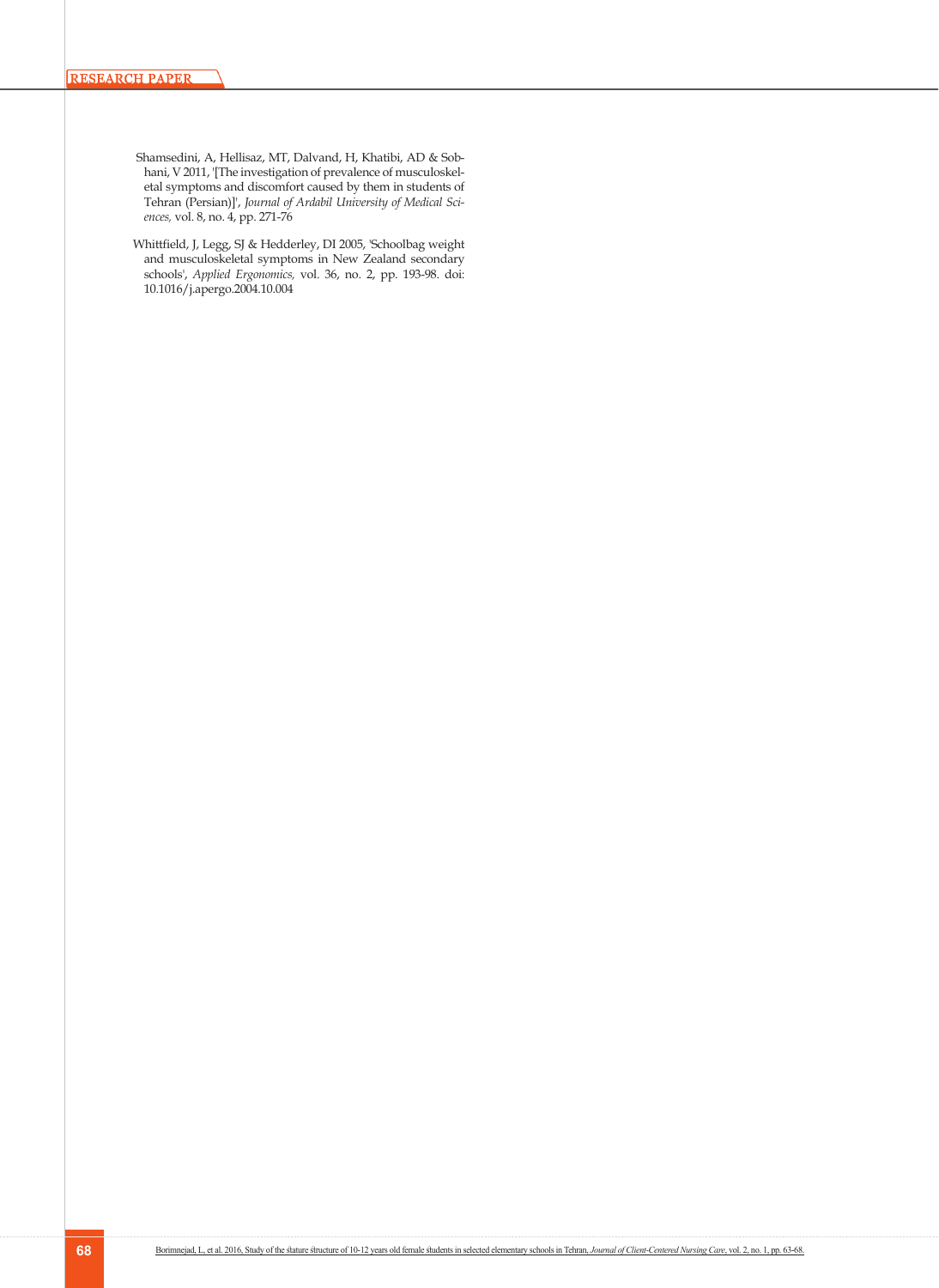Shamsedini, A, Hellisaz, MT, Dalvand, H, Khatibi, AD & Sobhani, V 2011, '[The investigation of prevalence of musculoskeletal symptoms and discomfort caused by them in students of Tehran (Persian)]', *Journal of Ardabil University of Medical Sciences,* vol. 8, no. 4, pp. 271-76

Whittfield, J, Legg, SJ & Hedderley, DI 2005, 'Schoolbag weight and musculoskeletal symptoms in New Zealand secondary schools', *Applied Ergonomics,* vol. 36, no. 2, pp. 193-98. doi: 10.1016/j.apergo.2004.10.004